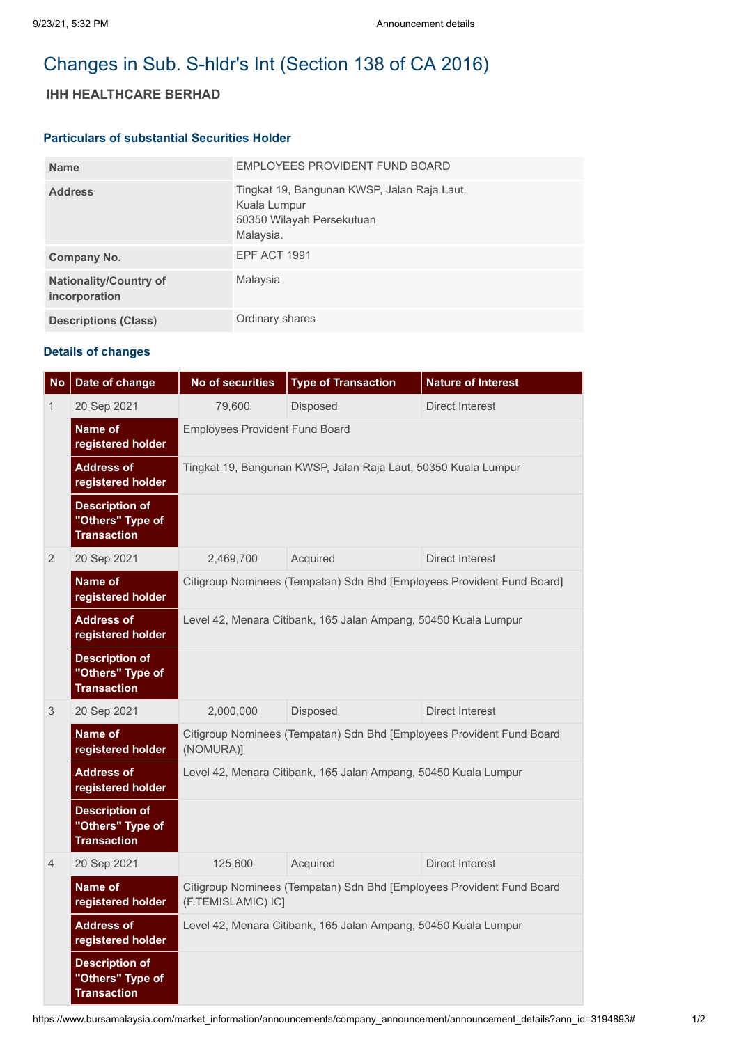# Changes in Sub. S-hldr's Int (Section 138 of CA 2016)

## IHH HEALTHCARE BERHAD

### Particulars of substantial Securities Holder

| | |
|---|---|
| **Name** | EMPLOYEES PROVIDENT FUND BOARD |
| **Address** | Tingkat 19, Bangunan KWSP, Jalan Raja Laut, Kuala Lumpur 50350 Wilayah Persekutuan Malaysia. |
| **Company No.** | EPF ACT 1991 |
| **Nationality/Country of incorporation** | Malaysia |
| **Descriptions (Class)** | Ordinary shares |

### Details of changes

| No | Date of change | No of securities | Type of Transaction | Nature of Interest |
|---|---|---|---|---|
| 1 | 20 Sep 2021 | 79,600 | Disposed | Direct Interest |
| | **Name of registered holder** | Employees Provident Fund Board | | |
| | **Address of registered holder** | Tingkat 19, Bangunan KWSP, Jalan Raja Laut, 50350 Kuala Lumpur | | |
| | **Description of "Others" Type of Transaction** | | | |
| 2 | 20 Sep 2021 | 2,469,700 | Acquired | Direct Interest |
| | **Name of registered holder** | Citigroup Nominees (Tempatan) Sdn Bhd [Employees Provident Fund Board] | | |
| | **Address of registered holder** | Level 42, Menara Citibank, 165 Jalan Ampang, 50450 Kuala Lumpur | | |
| | **Description of "Others" Type of Transaction** | | | |
| 3 | 20 Sep 2021 | 2,000,000 | Disposed | Direct Interest |
| | **Name of registered holder** | Citigroup Nominees (Tempatan) Sdn Bhd [Employees Provident Fund Board (NOMURA)] | | |
| | **Address of registered holder** | Level 42, Menara Citibank, 165 Jalan Ampang, 50450 Kuala Lumpur | | |
| | **Description of "Others" Type of Transaction** | | | |
| 4 | 20 Sep 2021 | 125,600 | Acquired | Direct Interest |
| | **Name of registered holder** | Citigroup Nominees (Tempatan) Sdn Bhd [Employees Provident Fund Board (F.TEMISLAMIC) IC] | | |
| | **Address of registered holder** | Level 42, Menara Citibank, 165 Jalan Ampang, 50450 Kuala Lumpur | | |
| | **Description of "Others" Type of Transaction** | | | |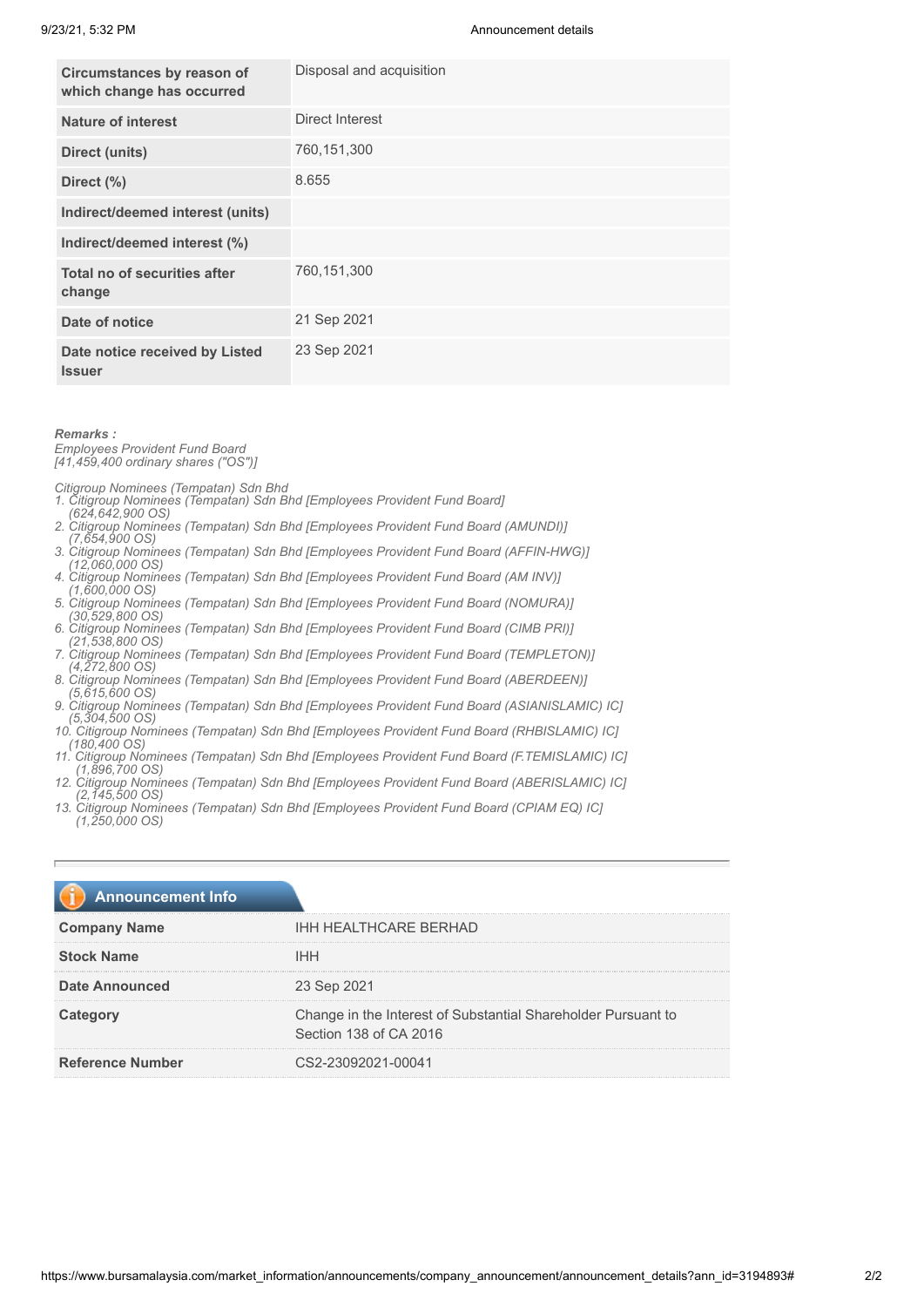| | |
|---|---|
| **Circumstances by reason of which change has occurred** | Disposal and acquisition |
| **Nature of interest** | Direct Interest |
| **Direct (units)** | 760,151,300 |
| **Direct (%)** | 8.655 |
| **Indirect/deemed interest (units)** | |
| **Indirect/deemed interest (%)** | |
| **Total no of securities after change** | 760,151,300 |
| **Date of notice** | 21 Sep 2021 |
| **Date notice received by Listed Issuer** | 23 Sep 2021 |

***Remarks :***

*Employees Provident Fund Board*
*[41,459,400 ordinary shares ("OS")]*

*Citigroup Nominees (Tempatan) Sdn Bhd*

1. *Citigroup Nominees (Tempatan) Sdn Bhd [Employees Provident Fund Board] (624,642,900 OS)*
2. *Citigroup Nominees (Tempatan) Sdn Bhd [Employees Provident Fund Board (AMUNDI)] (7,654,900 OS)*
3. *Citigroup Nominees (Tempatan) Sdn Bhd [Employees Provident Fund Board (AFFIN-HWG)] (12,060,000 OS)*
4. *Citigroup Nominees (Tempatan) Sdn Bhd [Employees Provident Fund Board (AM INV)] (1,600,000 OS)*
5. *Citigroup Nominees (Tempatan) Sdn Bhd [Employees Provident Fund Board (NOMURA)] (30,529,800 OS)*
6. *Citigroup Nominees (Tempatan) Sdn Bhd [Employees Provident Fund Board (CIMB PRI)] (21,538,800 OS)*
7. *Citigroup Nominees (Tempatan) Sdn Bhd [Employees Provident Fund Board (TEMPLETON)] (4,272,800 OS)*
8. *Citigroup Nominees (Tempatan) Sdn Bhd [Employees Provident Fund Board (ABERDEEN)] (5,615,600 OS)*
9. *Citigroup Nominees (Tempatan) Sdn Bhd [Employees Provident Fund Board (ASIANISLAMIC) IC] (5,304,500 OS)*
10. *Citigroup Nominees (Tempatan) Sdn Bhd [Employees Provident Fund Board (RHBISLAMIC) IC] (180,400 OS)*
11. *Citigroup Nominees (Tempatan) Sdn Bhd [Employees Provident Fund Board (F.TEMISLAMIC) IC] (1,896,700 OS)*
12. *Citigroup Nominees (Tempatan) Sdn Bhd [Employees Provident Fund Board (ABERISLAMIC) IC] (2,145,500 OS)*
13. *Citigroup Nominees (Tempatan) Sdn Bhd [Employees Provident Fund Board (CPIAM EQ) IC] (1,250,000 OS)*

## Announcement Info

| | |
|---|---|
| **Company Name** | IHH HEALTHCARE BERHAD |
| **Stock Name** | IHH |
| **Date Announced** | 23 Sep 2021 |
| **Category** | Change in the Interest of Substantial Shareholder Pursuant to Section 138 of CA 2016 |
| **Reference Number** | CS2-23092021-00041 |